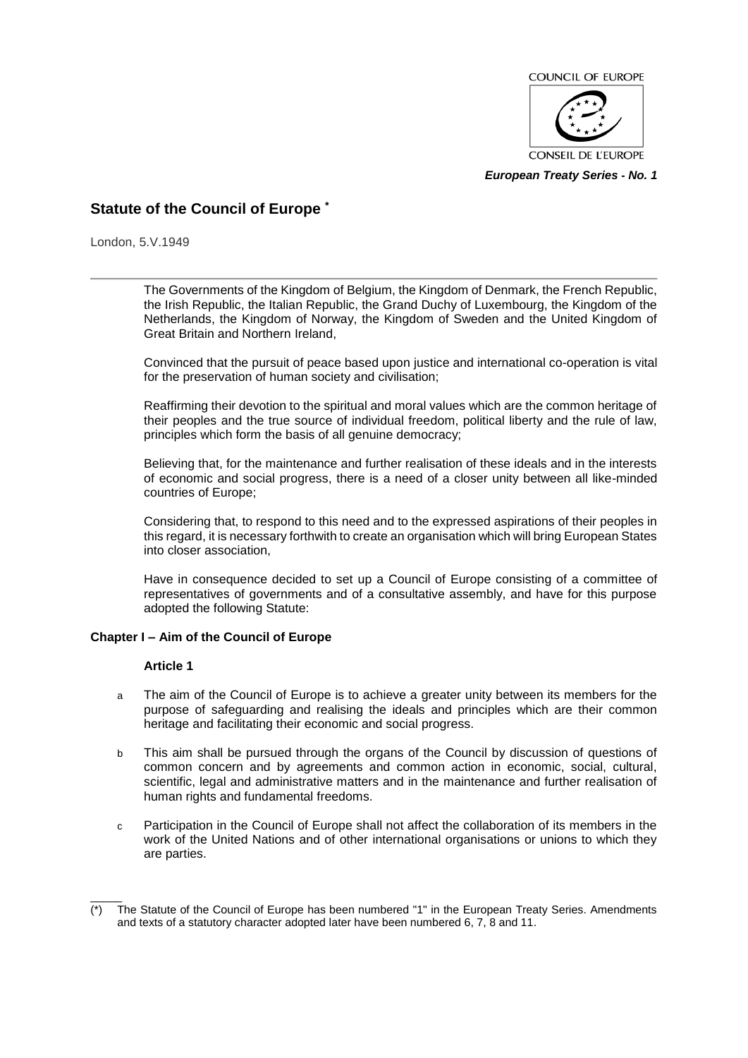COUNCIL OF EUROPE

CONSEIL DE L'EUROPE

***European Treaty Series - No. 1***

# Statute of the Council of Europe [*]

London, 5.V.1949

---

The Governments of the Kingdom of Belgium, the Kingdom of Denmark, the French Republic, the Irish Republic, the Italian Republic, the Grand Duchy of Luxembourg, the Kingdom of the Netherlands, the Kingdom of Norway, the Kingdom of Sweden and the United Kingdom of Great Britain and Northern Ireland,

Convinced that the pursuit of peace based upon justice and international co-operation is vital for the preservation of human society and civilisation;

Reaffirming their devotion to the spiritual and moral values which are the common heritage of their peoples and the true source of individual freedom, political liberty and the rule of law, principles which form the basis of all genuine democracy;

Believing that, for the maintenance and further realisation of these ideals and in the interests of economic and social progress, there is a need of a closer unity between all like-minded countries of Europe;

Considering that, to respond to this need and to the expressed aspirations of their peoples in this regard, it is necessary forthwith to create an organisation which will bring European States into closer association,

Have in consequence decided to set up a Council of Europe consisting of a committee of representatives of governments and of a consultative assembly, and have for this purpose adopted the following Statute:

## Chapter I – Aim of the Council of Europe

### Article 1

a The aim of the Council of Europe is to achieve a greater unity between its members for the purpose of safeguarding and realising the ideals and principles which are their common heritage and facilitating their economic and social progress.

b This aim shall be pursued through the organs of the Council by discussion of questions of common concern and by agreements and common action in economic, social, cultural, scientific, legal and administrative matters and in the maintenance and further realisation of human rights and fundamental freedoms.

c Participation in the Council of Europe shall not affect the collaboration of its members in the work of the United Nations and of other international organisations or unions to which they are parties.

---

(*) The Statute of the Council of Europe has been numbered "1" in the European Treaty Series. Amendments and texts of a statutory character adopted later have been numbered 6, 7, 8 and 11.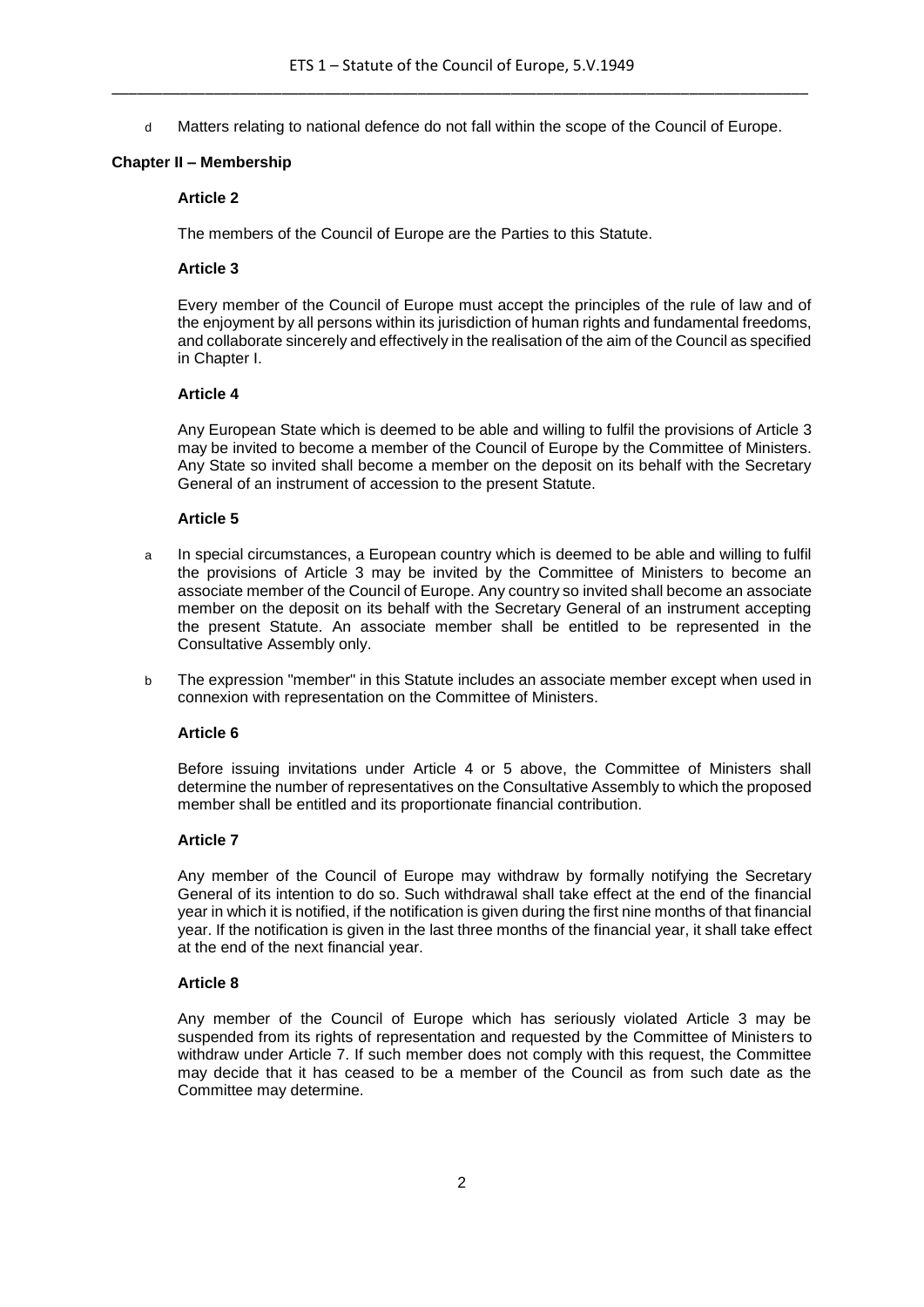d Matters relating to national defence do not fall within the scope of the Council of Europe.

## Chapter II – Membership

### Article 2

The members of the Council of Europe are the Parties to this Statute.

### Article 3

Every member of the Council of Europe must accept the principles of the rule of law and of the enjoyment by all persons within its jurisdiction of human rights and fundamental freedoms, and collaborate sincerely and effectively in the realisation of the aim of the Council as specified in Chapter I.

### Article 4

Any European State which is deemed to be able and willing to fulfil the provisions of Article 3 may be invited to become a member of the Council of Europe by the Committee of Ministers. Any State so invited shall become a member on the deposit on its behalf with the Secretary General of an instrument of accession to the present Statute.

### Article 5

a In special circumstances, a European country which is deemed to be able and willing to fulfil the provisions of Article 3 may be invited by the Committee of Ministers to become an associate member of the Council of Europe. Any country so invited shall become an associate member on the deposit on its behalf with the Secretary General of an instrument accepting the present Statute. An associate member shall be entitled to be represented in the Consultative Assembly only.

b The expression "member" in this Statute includes an associate member except when used in connexion with representation on the Committee of Ministers.

### Article 6

Before issuing invitations under Article 4 or 5 above, the Committee of Ministers shall determine the number of representatives on the Consultative Assembly to which the proposed member shall be entitled and its proportionate financial contribution.

### Article 7

Any member of the Council of Europe may withdraw by formally notifying the Secretary General of its intention to do so. Such withdrawal shall take effect at the end of the financial year in which it is notified, if the notification is given during the first nine months of that financial year. If the notification is given in the last three months of the financial year, it shall take effect at the end of the next financial year.

### Article 8

Any member of the Council of Europe which has seriously violated Article 3 may be suspended from its rights of representation and requested by the Committee of Ministers to withdraw under Article 7. If such member does not comply with this request, the Committee may decide that it has ceased to be a member of the Council as from such date as the Committee may determine.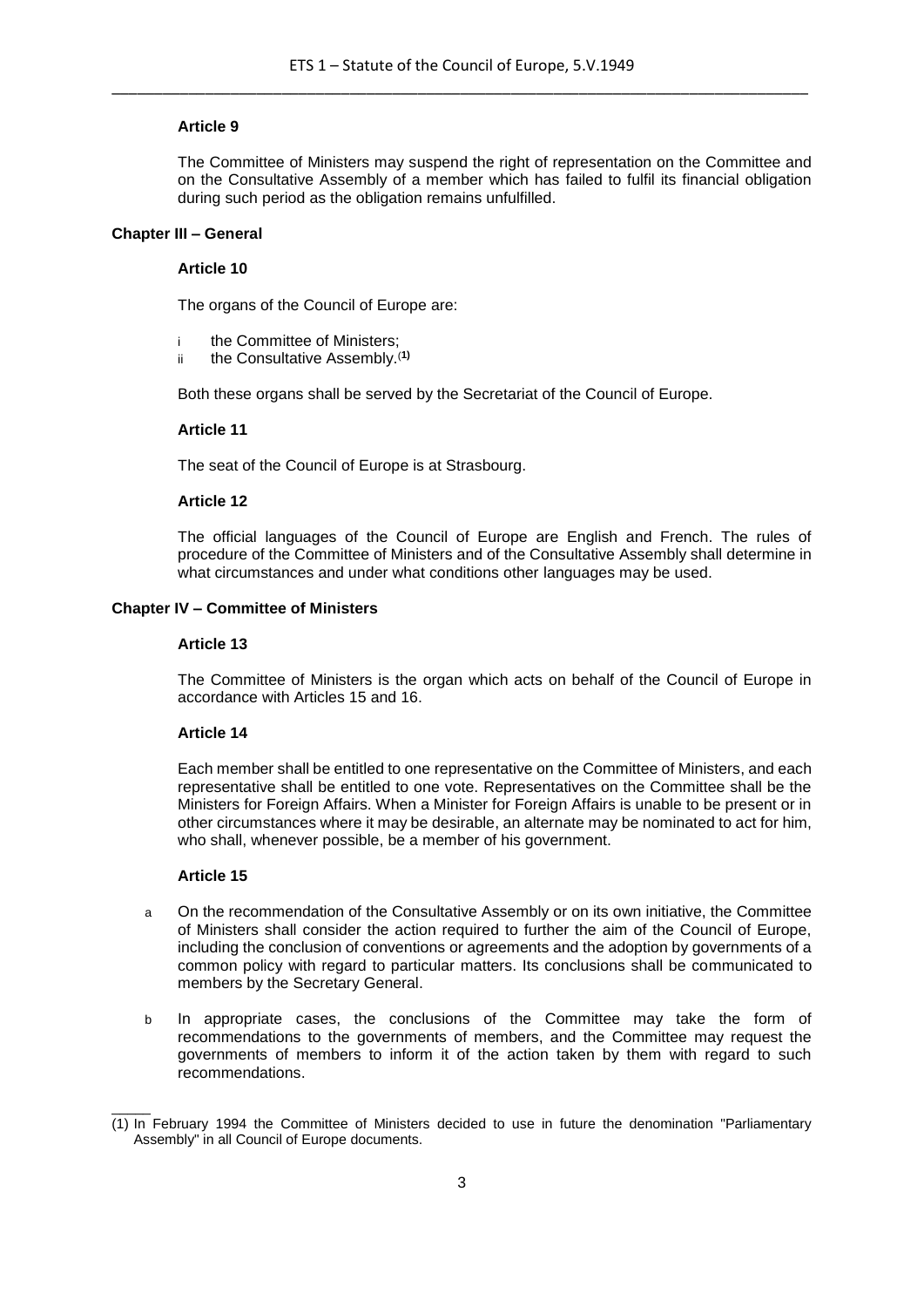### Article 9

The Committee of Ministers may suspend the right of representation on the Committee and on the Consultative Assembly of a member which has failed to fulfil its financial obligation during such period as the obligation remains unfulfilled.

## Chapter III – General

### Article 10

The organs of the Council of Europe are:

- i the Committee of Ministers;
- ii the Consultative Assembly.[1]

Both these organs shall be served by the Secretariat of the Council of Europe.

### Article 11

The seat of the Council of Europe is at Strasbourg.

### Article 12

The official languages of the Council of Europe are English and French. The rules of procedure of the Committee of Ministers and of the Consultative Assembly shall determine in what circumstances and under what conditions other languages may be used.

## Chapter IV – Committee of Ministers

### Article 13

The Committee of Ministers is the organ which acts on behalf of the Council of Europe in accordance with Articles 15 and 16.

### Article 14

Each member shall be entitled to one representative on the Committee of Ministers, and each representative shall be entitled to one vote. Representatives on the Committee shall be the Ministers for Foreign Affairs. When a Minister for Foreign Affairs is unable to be present or in other circumstances where it may be desirable, an alternate may be nominated to act for him, who shall, whenever possible, be a member of his government.

### Article 15

a On the recommendation of the Consultative Assembly or on its own initiative, the Committee of Ministers shall consider the action required to further the aim of the Council of Europe, including the conclusion of conventions or agreements and the adoption by governments of a common policy with regard to particular matters. Its conclusions shall be communicated to members by the Secretary General.

b In appropriate cases, the conclusions of the Committee may take the form of recommendations to the governments of members, and the Committee may request the governments of members to inform it of the action taken by them with regard to such recommendations.

_____

(1) In February 1994 the Committee of Ministers decided to use in future the denomination "Parliamentary Assembly" in all Council of Europe documents.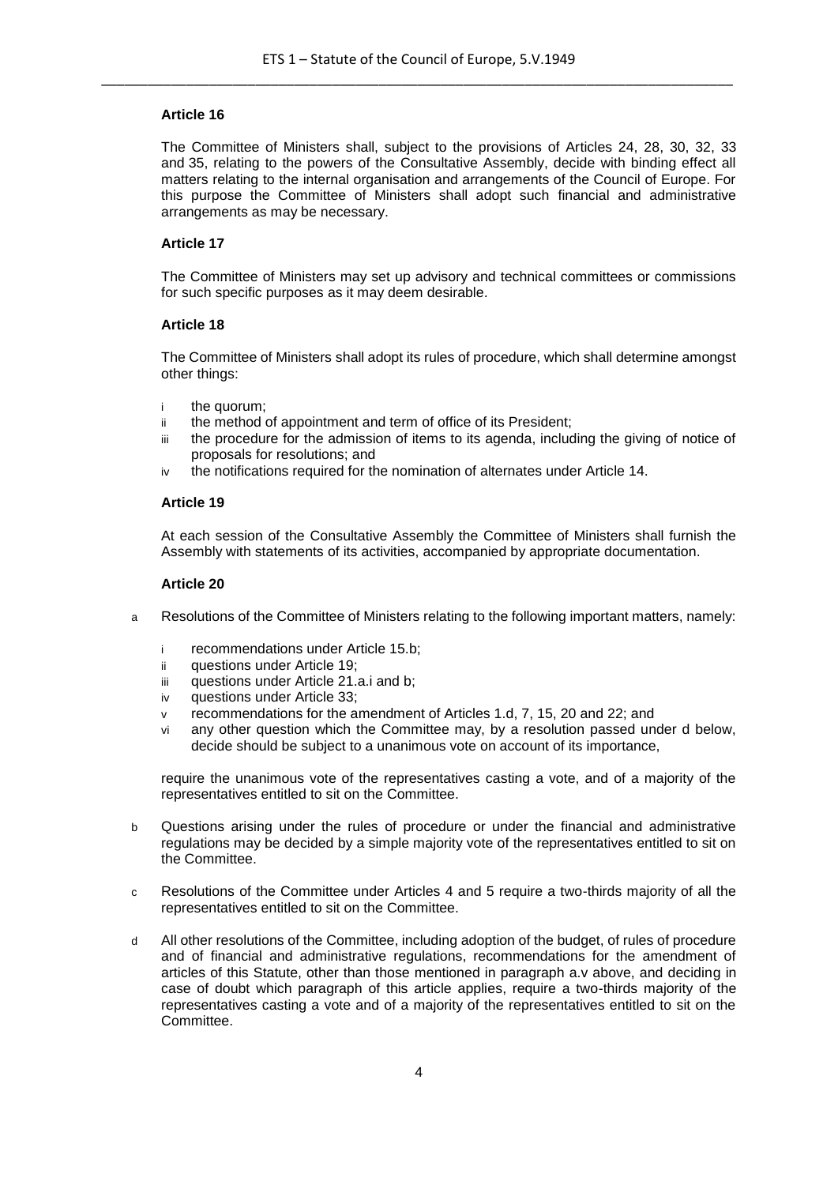**Article 16**

The Committee of Ministers shall, subject to the provisions of Articles 24, 28, 30, 32, 33 and 35, relating to the powers of the Consultative Assembly, decide with binding effect all matters relating to the internal organisation and arrangements of the Council of Europe. For this purpose the Committee of Ministers shall adopt such financial and administrative arrangements as may be necessary.

**Article 17**

The Committee of Ministers may set up advisory and technical committees or commissions for such specific purposes as it may deem desirable.

**Article 18**

The Committee of Ministers shall adopt its rules of procedure, which shall determine amongst other things:

- i the quorum;
- ii the method of appointment and term of office of its President;
- iii the procedure for the admission of items to its agenda, including the giving of notice of proposals for resolutions; and
- iv the notifications required for the nomination of alternates under Article 14.

**Article 19**

At each session of the Consultative Assembly the Committee of Ministers shall furnish the Assembly with statements of its activities, accompanied by appropriate documentation.

**Article 20**

a Resolutions of the Committee of Ministers relating to the following important matters, namely:

- i recommendations under Article 15.b;
- ii questions under Article 19;
- iii questions under Article 21.a.i and b;
- iv questions under Article 33;
- v recommendations for the amendment of Articles 1.d, 7, 15, 20 and 22; and
- vi any other question which the Committee may, by a resolution passed under d below, decide should be subject to a unanimous vote on account of its importance,

require the unanimous vote of the representatives casting a vote, and of a majority of the representatives entitled to sit on the Committee.

b Questions arising under the rules of procedure or under the financial and administrative regulations may be decided by a simple majority vote of the representatives entitled to sit on the Committee.

c Resolutions of the Committee under Articles 4 and 5 require a two-thirds majority of all the representatives entitled to sit on the Committee.

d All other resolutions of the Committee, including adoption of the budget, of rules of procedure and of financial and administrative regulations, recommendations for the amendment of articles of this Statute, other than those mentioned in paragraph a.v above, and deciding in case of doubt which paragraph of this article applies, require a two-thirds majority of the representatives casting a vote and of a majority of the representatives entitled to sit on the Committee.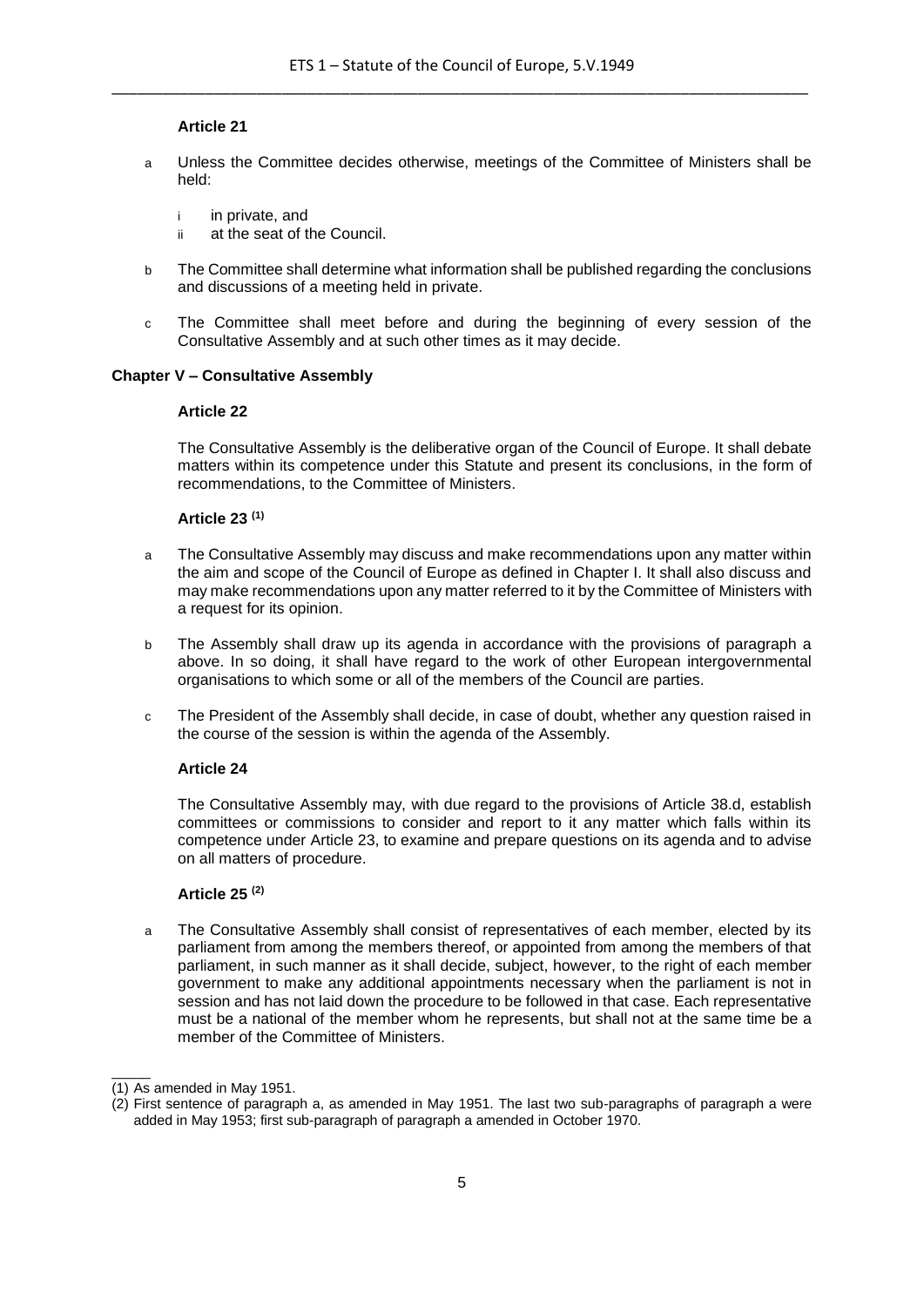### Article 21

a Unless the Committee decides otherwise, meetings of the Committee of Ministers shall be held:

  i in private, and
  ii at the seat of the Council.

b The Committee shall determine what information shall be published regarding the conclusions and discussions of a meeting held in private.

c The Committee shall meet before and during the beginning of every session of the Consultative Assembly and at such other times as it may decide.

## Chapter V – Consultative Assembly

### Article 22

The Consultative Assembly is the deliberative organ of the Council of Europe. It shall debate matters within its competence under this Statute and present its conclusions, in the form of recommendations, to the Committee of Ministers.

### Article 23 [(1)]

a The Consultative Assembly may discuss and make recommendations upon any matter within the aim and scope of the Council of Europe as defined in Chapter I. It shall also discuss and may make recommendations upon any matter referred to it by the Committee of Ministers with a request for its opinion.

b The Assembly shall draw up its agenda in accordance with the provisions of paragraph a above. In so doing, it shall have regard to the work of other European intergovernmental organisations to which some or all of the members of the Council are parties.

c The President of the Assembly shall decide, in case of doubt, whether any question raised in the course of the session is within the agenda of the Assembly.

### Article 24

The Consultative Assembly may, with due regard to the provisions of Article 38.d, establish committees or commissions to consider and report to it any matter which falls within its competence under Article 23, to examine and prepare questions on its agenda and to advise on all matters of procedure.

### Article 25 [(2)]

a The Consultative Assembly shall consist of representatives of each member, elected by its parliament from among the members thereof, or appointed from among the members of that parliament, in such manner as it shall decide, subject, however, to the right of each member government to make any additional appointments necessary when the parliament is not in session and has not laid down the procedure to be followed in that case. Each representative must be a national of the member whom he represents, but shall not at the same time be a member of the Committee of Ministers.

_____

(1) As amended in May 1951.

(2) First sentence of paragraph a, as amended in May 1951. The last two sub-paragraphs of paragraph a were added in May 1953; first sub-paragraph of paragraph a amended in October 1970.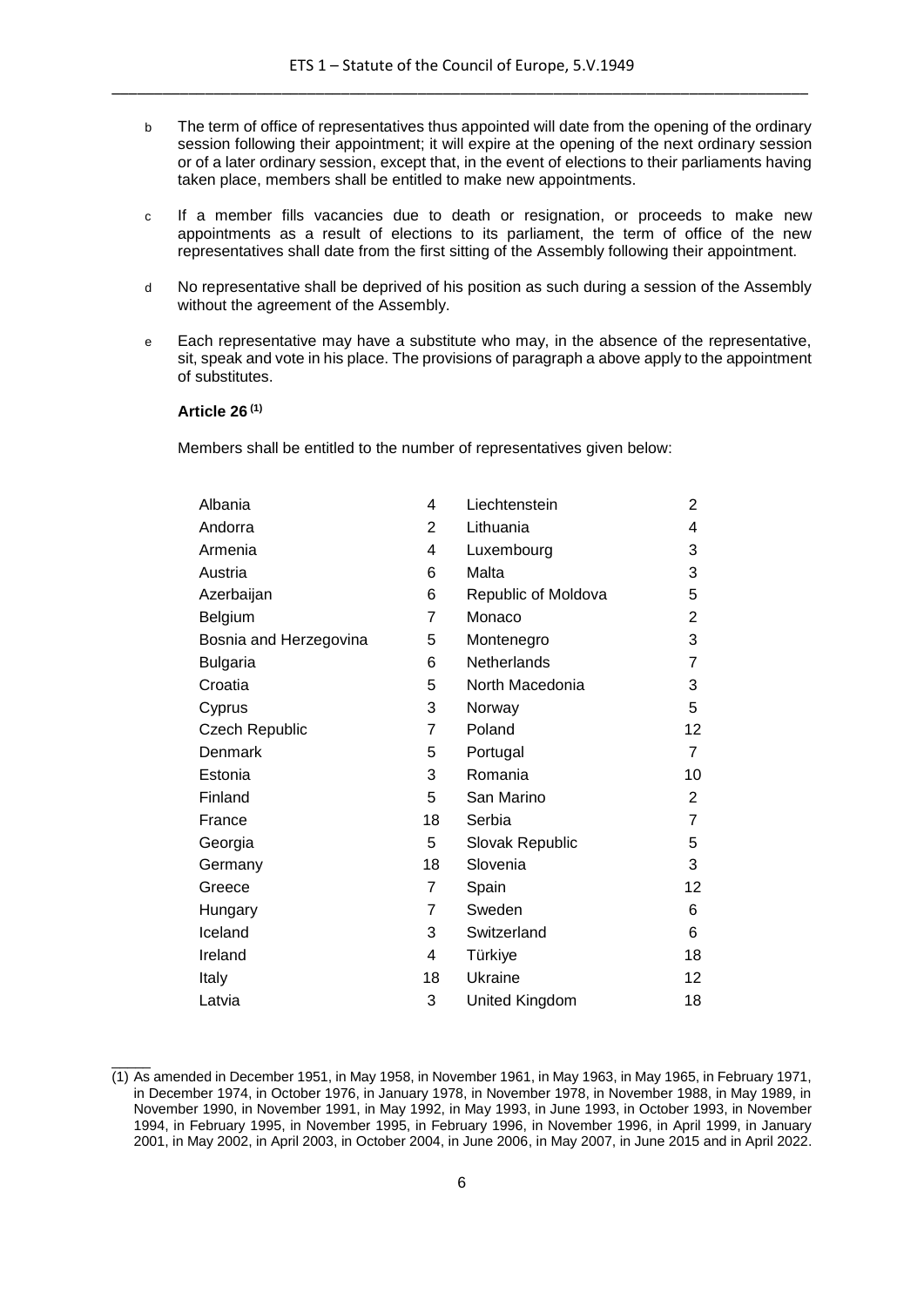b The term of office of representatives thus appointed will date from the opening of the ordinary session following their appointment; it will expire at the opening of the next ordinary session or of a later ordinary session, except that, in the event of elections to their parliaments having taken place, members shall be entitled to make new appointments.

c If a member fills vacancies due to death or resignation, or proceeds to make new appointments as a result of elections to its parliament, the term of office of the new representatives shall date from the first sitting of the Assembly following their appointment.

d No representative shall be deprived of his position as such during a session of the Assembly without the agreement of the Assembly.

e Each representative may have a substitute who may, in the absence of the representative, sit, speak and vote in his place. The provisions of paragraph a above apply to the appointment of substitutes.

**Article 26** [(1)]

Members shall be entitled to the number of representatives given below:

| | | | |
|---|---|---|---|
| Albania | 4 | Liechtenstein | 2 |
| Andorra | 2 | Lithuania | 4 |
| Armenia | 4 | Luxembourg | 3 |
| Austria | 6 | Malta | 3 |
| Azerbaijan | 6 | Republic of Moldova | 5 |
| Belgium | 7 | Monaco | 2 |
| Bosnia and Herzegovina | 5 | Montenegro | 3 |
| Bulgaria | 6 | Netherlands | 7 |
| Croatia | 5 | North Macedonia | 3 |
| Cyprus | 3 | Norway | 5 |
| Czech Republic | 7 | Poland | 12 |
| Denmark | 5 | Portugal | 7 |
| Estonia | 3 | Romania | 10 |
| Finland | 5 | San Marino | 2 |
| France | 18 | Serbia | 7 |
| Georgia | 5 | Slovak Republic | 5 |
| Germany | 18 | Slovenia | 3 |
| Greece | 7 | Spain | 12 |
| Hungary | 7 | Sweden | 6 |
| Iceland | 3 | Switzerland | 6 |
| Ireland | 4 | Türkiye | 18 |
| Italy | 18 | Ukraine | 12 |
| Latvia | 3 | United Kingdom | 18 |

(1) As amended in December 1951, in May 1958, in November 1961, in May 1963, in May 1965, in February 1971, in December 1974, in October 1976, in January 1978, in November 1978, in November 1988, in May 1989, in November 1990, in November 1991, in May 1992, in May 1993, in June 1993, in October 1993, in November 1994, in February 1995, in November 1995, in February 1996, in November 1996, in April 1999, in January 2001, in May 2002, in April 2003, in October 2004, in June 2006, in May 2007, in June 2015 and in April 2022.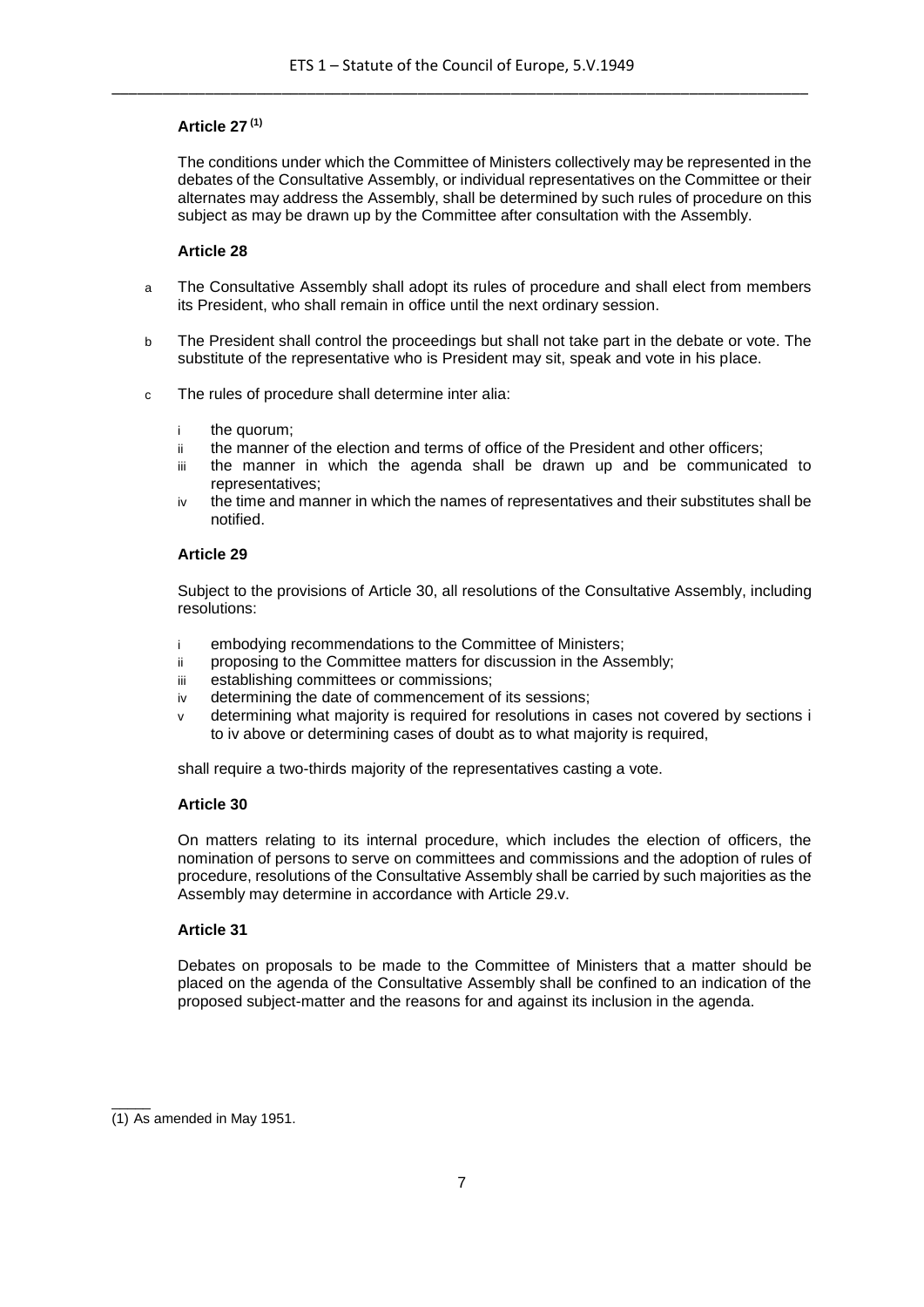### Article 27 [(1)]

The conditions under which the Committee of Ministers collectively may be represented in the debates of the Consultative Assembly, or individual representatives on the Committee or their alternates may address the Assembly, shall be determined by such rules of procedure on this subject as may be drawn up by the Committee after consultation with the Assembly.

### Article 28

a The Consultative Assembly shall adopt its rules of procedure and shall elect from members its President, who shall remain in office until the next ordinary session.

b The President shall control the proceedings but shall not take part in the debate or vote. The substitute of the representative who is President may sit, speak and vote in his place.

c The rules of procedure shall determine inter alia:

- i the quorum;
- ii the manner of the election and terms of office of the President and other officers;
- iii the manner in which the agenda shall be drawn up and be communicated to representatives;
- iv the time and manner in which the names of representatives and their substitutes shall be notified.

### Article 29

Subject to the provisions of Article 30, all resolutions of the Consultative Assembly, including resolutions:

- i embodying recommendations to the Committee of Ministers;
- ii proposing to the Committee matters for discussion in the Assembly;
- iii establishing committees or commissions;
- iv determining the date of commencement of its sessions;
- v determining what majority is required for resolutions in cases not covered by sections i to iv above or determining cases of doubt as to what majority is required,

shall require a two-thirds majority of the representatives casting a vote.

### Article 30

On matters relating to its internal procedure, which includes the election of officers, the nomination of persons to serve on committees and commissions and the adoption of rules of procedure, resolutions of the Consultative Assembly shall be carried by such majorities as the Assembly may determine in accordance with Article 29.v.

### Article 31

Debates on proposals to be made to the Committee of Ministers that a matter should be placed on the agenda of the Consultative Assembly shall be confined to an indication of the proposed subject-matter and the reasons for and against its inclusion in the agenda.

---

(1) As amended in May 1951.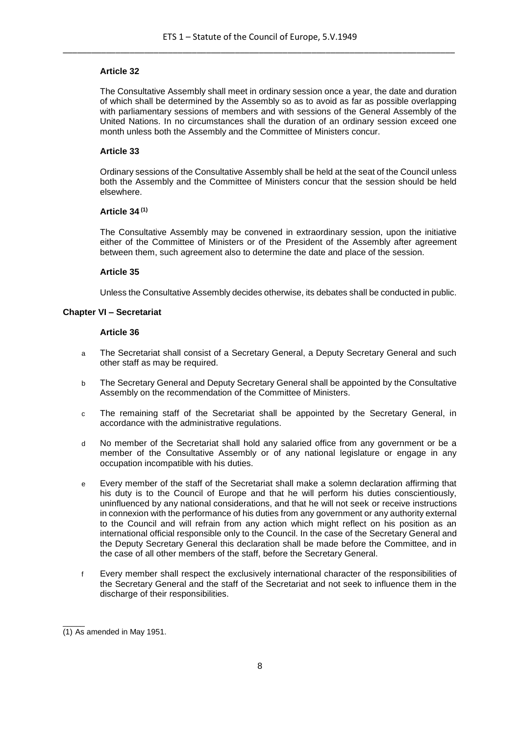**Article 32**

The Consultative Assembly shall meet in ordinary session once a year, the date and duration of which shall be determined by the Assembly so as to avoid as far as possible overlapping with parliamentary sessions of members and with sessions of the General Assembly of the United Nations. In no circumstances shall the duration of an ordinary session exceed one month unless both the Assembly and the Committee of Ministers concur.

**Article 33**

Ordinary sessions of the Consultative Assembly shall be held at the seat of the Council unless both the Assembly and the Committee of Ministers concur that the session should be held elsewhere.

**Article 34** [(1)]

The Consultative Assembly may be convened in extraordinary session, upon the initiative either of the Committee of Ministers or of the President of the Assembly after agreement between them, such agreement also to determine the date and place of the session.

**Article 35**

Unless the Consultative Assembly decides otherwise, its debates shall be conducted in public.

## Chapter VI – Secretariat

**Article 36**

a The Secretariat shall consist of a Secretary General, a Deputy Secretary General and such other staff as may be required.

b The Secretary General and Deputy Secretary General shall be appointed by the Consultative Assembly on the recommendation of the Committee of Ministers.

c The remaining staff of the Secretariat shall be appointed by the Secretary General, in accordance with the administrative regulations.

d No member of the Secretariat shall hold any salaried office from any government or be a member of the Consultative Assembly or of any national legislature or engage in any occupation incompatible with his duties.

e Every member of the staff of the Secretariat shall make a solemn declaration affirming that his duty is to the Council of Europe and that he will perform his duties conscientiously, uninfluenced by any national considerations, and that he will not seek or receive instructions in connexion with the performance of his duties from any government or any authority external to the Council and will refrain from any action which might reflect on his position as an international official responsible only to the Council. In the case of the Secretary General and the Deputy Secretary General this declaration shall be made before the Committee, and in the case of all other members of the staff, before the Secretary General.

f Every member shall respect the exclusively international character of the responsibilities of the Secretary General and the staff of the Secretariat and not seek to influence them in the discharge of their responsibilities.

_____

(1) As amended in May 1951.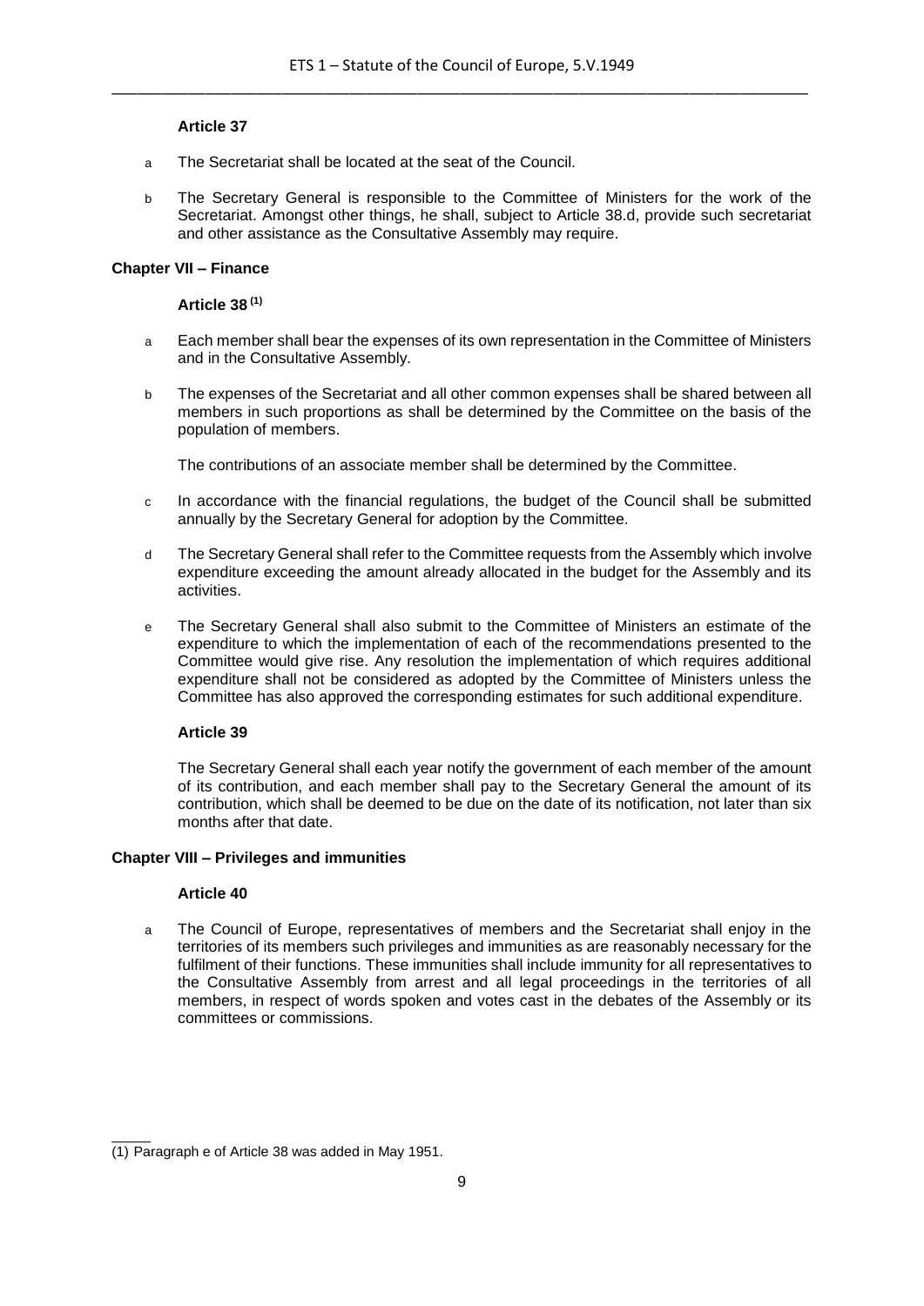### Article 37

a The Secretariat shall be located at the seat of the Council.

b The Secretary General is responsible to the Committee of Ministers for the work of the Secretariat. Amongst other things, he shall, subject to Article 38.d, provide such secretariat and other assistance as the Consultative Assembly may require.

## Chapter VII – Finance

### Article 38 [(1)]

a Each member shall bear the expenses of its own representation in the Committee of Ministers and in the Consultative Assembly.

b The expenses of the Secretariat and all other common expenses shall be shared between all members in such proportions as shall be determined by the Committee on the basis of the population of members.

The contributions of an associate member shall be determined by the Committee.

c In accordance with the financial regulations, the budget of the Council shall be submitted annually by the Secretary General for adoption by the Committee.

d The Secretary General shall refer to the Committee requests from the Assembly which involve expenditure exceeding the amount already allocated in the budget for the Assembly and its activities.

e The Secretary General shall also submit to the Committee of Ministers an estimate of the expenditure to which the implementation of each of the recommendations presented to the Committee would give rise. Any resolution the implementation of which requires additional expenditure shall not be considered as adopted by the Committee of Ministers unless the Committee has also approved the corresponding estimates for such additional expenditure.

### Article 39

The Secretary General shall each year notify the government of each member of the amount of its contribution, and each member shall pay to the Secretary General the amount of its contribution, which shall be deemed to be due on the date of its notification, not later than six months after that date.

## Chapter VIII – Privileges and immunities

### Article 40

a The Council of Europe, representatives of members and the Secretariat shall enjoy in the territories of its members such privileges and immunities as are reasonably necessary for the fulfilment of their functions. These immunities shall include immunity for all representatives to the Consultative Assembly from arrest and all legal proceedings in the territories of all members, in respect of words spoken and votes cast in the debates of the Assembly or its committees or commissions.

(1) Paragraph e of Article 38 was added in May 1951.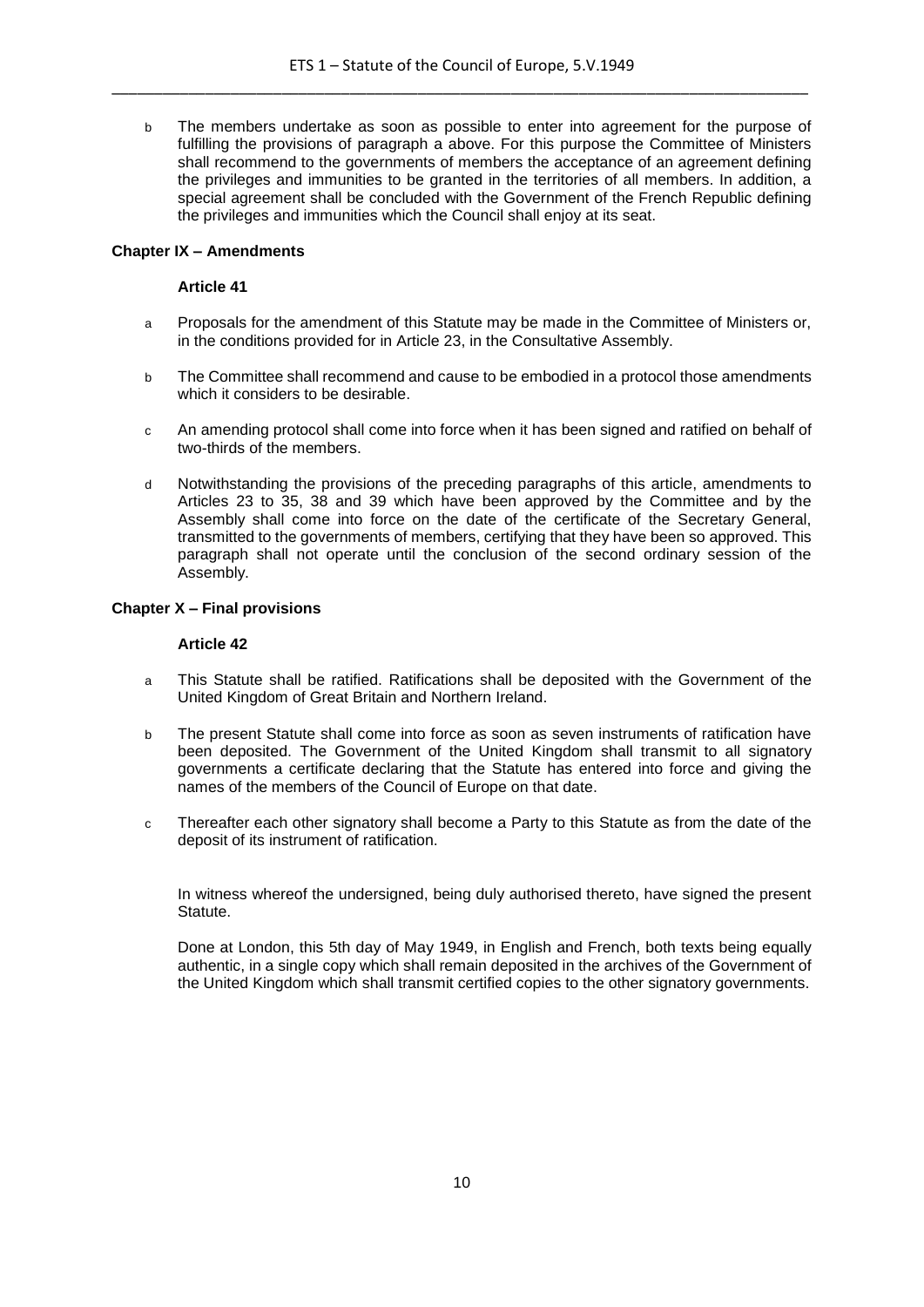b The members undertake as soon as possible to enter into agreement for the purpose of fulfilling the provisions of paragraph a above. For this purpose the Committee of Ministers shall recommend to the governments of members the acceptance of an agreement defining the privileges and immunities to be granted in the territories of all members. In addition, a special agreement shall be concluded with the Government of the French Republic defining the privileges and immunities which the Council shall enjoy at its seat.

## Chapter IX – Amendments

### Article 41

a Proposals for the amendment of this Statute may be made in the Committee of Ministers or, in the conditions provided for in Article 23, in the Consultative Assembly.

b The Committee shall recommend and cause to be embodied in a protocol those amendments which it considers to be desirable.

c An amending protocol shall come into force when it has been signed and ratified on behalf of two-thirds of the members.

d Notwithstanding the provisions of the preceding paragraphs of this article, amendments to Articles 23 to 35, 38 and 39 which have been approved by the Committee and by the Assembly shall come into force on the date of the certificate of the Secretary General, transmitted to the governments of members, certifying that they have been so approved. This paragraph shall not operate until the conclusion of the second ordinary session of the Assembly.

## Chapter X – Final provisions

### Article 42

a This Statute shall be ratified. Ratifications shall be deposited with the Government of the United Kingdom of Great Britain and Northern Ireland.

b The present Statute shall come into force as soon as seven instruments of ratification have been deposited. The Government of the United Kingdom shall transmit to all signatory governments a certificate declaring that the Statute has entered into force and giving the names of the members of the Council of Europe on that date.

c Thereafter each other signatory shall become a Party to this Statute as from the date of the deposit of its instrument of ratification.

In witness whereof the undersigned, being duly authorised thereto, have signed the present Statute.

Done at London, this 5th day of May 1949, in English and French, both texts being equally authentic, in a single copy which shall remain deposited in the archives of the Government of the United Kingdom which shall transmit certified copies to the other signatory governments.